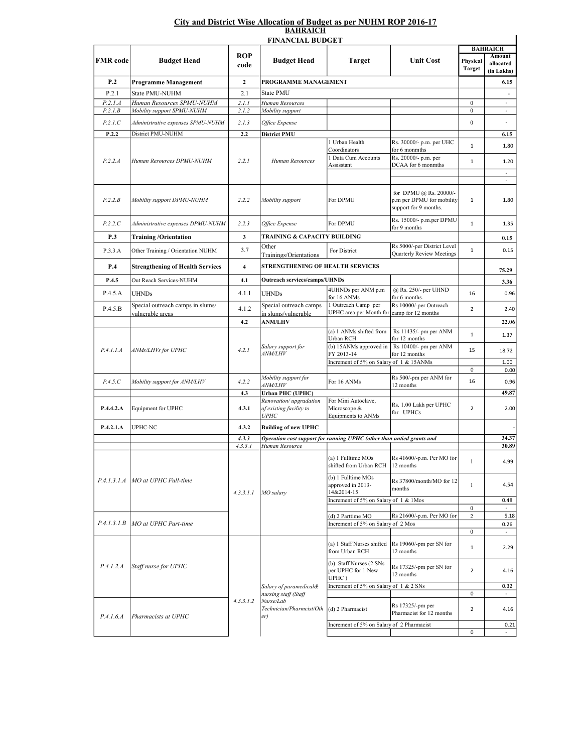## City and District Wise Allocation of Budget as per NUHM ROP 2016-17

### BAHRAICH

### FINANCIAL BUDGET

| FMR code | Budget Head | ROP code | Budget Head | Target | Unit Cost | BAHRAICH Physical Target | BAHRAICH Amount allocated (in Lakhs) |
|---|---|---|---|---|---|---|---|
| **P.2** | **Programme Management** | **2** | **PROGRAMME MANAGEMENT** | | | | **6.15** |
| P.2.1 | State PMU-NUHM | 2.1 | State PMU | | | | - |
| *P.2.1.A* | *Human Resources SPMU-NUHM* | *2.1.1* | *Human Resources* | | | 0 | - |
| *P.2.1.B* | *Mobility support SPMU-NUHM* | *2.1.2* | *Mobility support* | | | 0 | - |
| *P.2.1.C* | *Administrative expenses SPMU-NUHM* | *2.1.3* | *Office Expense* | | | 0 | - |
| **P.2.2** | District PMU-NUHM | **2.2** | **District PMU** | | | | **6.15** |
| *P.2.2.A* | *Human Resources DPMU-NUHM* | *2.2.1* | *Human Resources* | 1 Urban Health Coordinators | Rs. 30000/- p.m. per UHC for 6 monmths | 1 | 1.80 |
| | | | | 1 Data Cum Accounts Assisstant | Rs. 20000/- p.m. per DCAA for 6 monmths | 1 | 1.20 |
| | | | | | | | - |
| | | | | | | | - |
| *P.2.2.B* | *Mobility support DPMU-NUHM* | *2.2.2* | *Mobility support* | For DPMU | for DPMU @ Rs. 20000/- p.m per DPMU for mobility support for 9 months. | 1 | 1.80 |
| *P.2.2.C* | *Administrative expenses DPMU-NUHM* | *2.2.3* | *Office Expense* | For DPMU | Rs. 15000/- p.m.per DPMU for 9 months | 1 | 1.35 |
| **P.3** | **Training /Orientation** | **3** | **TRAINING & CAPACITY BUILDING** | | | | **0.15** |
| P.3.3.A | Other Training / Orientation NUHM | 3.7 | Other Trainings/Orientations | For District | Rs 5000/-per District Level Quarterly Review Meetings | 1 | 0.15 |
| **P.4** | **Strengthening of Health Services** | **4** | **STRENGTHENING OF HEALTH SERVICES** | | | | **75.29** |
| **P.4.5** | Out Reach Services-NUHM | **4.1** | **Outreach services/camps/UHNDs** | | | | **3.36** |
| P.4.5.A | UHNDs | 4.1.1 | UHNDs | 4UHNDs per ANM p.m for 16 ANMs | @ Rs. 250/- per UHND for 6 months. | 16 | 0.96 |
| P.4.5.B | Special outreach camps in slums/ vulnerable areas | 4.1.2 | Special outreach camps in slums/vulnerable | 1 Outreach Camp per UPHC area per Month for | Rs 10000/-per Outreach camp for 12 months | 2 | 2.40 |
| | | **4.2** | **ANM/LHV** | | | | **22.06** |
| *P.4.1.1.A* | *ANMs/LHVs for UPHC* | *4.2.1* | *Salary support for ANM/LHV* | (a) 1 ANMs shifted from Urban RCH | Rs 11435/- pm per ANM for 12 months | 1 | 1.37 |
| | | | | (b) 15ANMs approved in FY 2013-14 | Rs 10400/- pm per ANM for 12 months | 15 | 18.72 |
| | | | | Increment of 5% on Salary of 1 & 15ANMs | | | 1.00 |
| | | | | | | 0 | 0.00 |
| *P.4.5.C* | *Mobility support for ANM/LHV* | *4.2.2* | *Mobility support for ANM/LHV* | For 16 ANMs | Rs 500/-pm per ANM for 12 months | 16 | 0.96 |
| | | **4.3** | **Urban PHC (UPHC)** | | | | **49.87** |
| **P.4.4.2.A** | Equipment for UPHC | **4.3.1** | *Renovation/ upgradation of existing facility to UPHC* | For Mini Autoclave, Microscope & Equipments to ANMs | Rs. 1.00 Lakh per UPHC for UPHCs | 2 | 2.00 |
| **P.4.2.1.A** | UPHC-NC | **4.3.2** | **Building of new UPHC** | | | | - |
| | | *4.3.3* | ***Operation cost support for running UPHC (other than untied grants and*** | | | | **34.37** |
| | | *4.3.3.1* | *Human Resource* | | | | **30.89** |
| *P.4.1.3.1.A* | *MO at UPHC Full-time* | *4.3.3.1.1* | *MO salary* | (a) 1 Fulltime MOs shifted from Urban RCH | Rs 41600/-p.m. Per MO for 12 months | 1 | 4.99 |
| | | | | (b) 1 Fulltime MOs approved in 2013-14&2014-15 | Rs 37800/month/MO for 12 months | 1 | 4.54 |
| | | | | Increment of 5% on Salary of 1 & 1Mos | | | 0.48 |
| | | | | | | 0 | - |
| *P.4.1.3.1.B* | *MO at UPHC Part-time* | | | (d) 2 Parttime MO | Rs 21600/-p.m. Per MO for | 2 | 5.18 |
| | | | | Increment of 5% on Salary of 2 Mos | | | 0.26 |
| | | | | | | 0 | - |
| *P.4.1.2.A* | *Staff nurse for UPHC* | *4.3.3.1.2* | *Salary of paramedical& nursing staff (Staff Nurse/Lab Technician/Pharmcist/Other)* | (a) 1 Staff Nurses shifted from Urban RCH | Rs 19060/-pm per SN for 12 months | 1 | 2.29 |
| | | | | (b) Staff Nurses (2 SNs per UPHC for 1 New UPHC ) | Rs 17325/-pm per SN for 12 months | 2 | 4.16 |
| | | | | Increment of 5% on Salary of 1 & 2 SNs | | | 0.32 |
| | | | | | | 0 | - |
| *P.4.1.6.A* | *Pharmacists at UPHC* | | | (d) 2 Pharmacist | Rs 17325/-pm per Pharmacist for 12 months | 2 | 4.16 |
| | | | | Increment of 5% on Salary of 2 Pharmacist | | | 0.21 |
| | | | | | | 0 | - |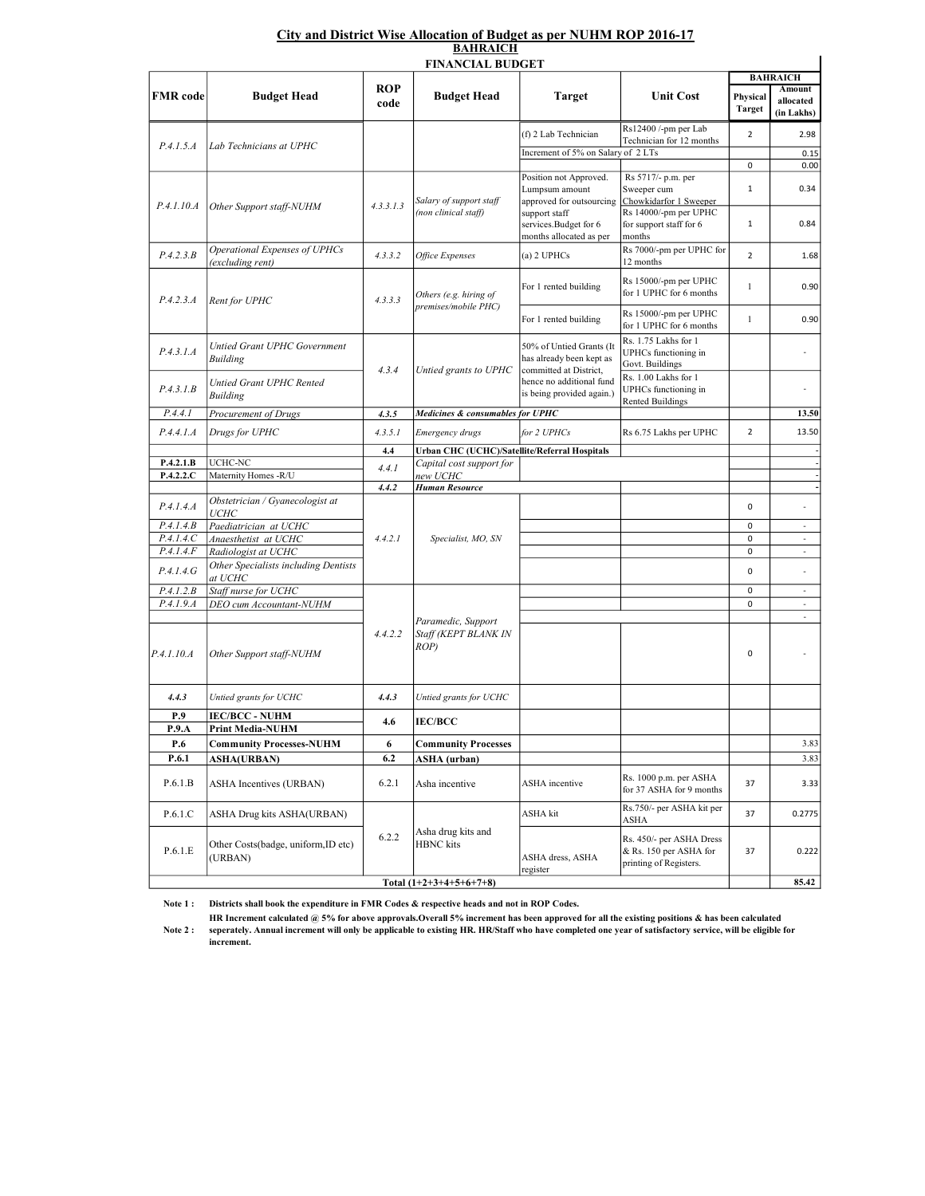## City and District Wise Allocation of Budget as per NUHM ROP 2016-17

### BAHRAICH

### FINANCIAL BUDGET

| FMR code | Budget Head | ROP code | Budget Head | Target | Unit Cost | BAHRAICH | |
|---|---|---|---|---|---|---|---|
| | | | | | | Physical Target | Amount allocated (in Lakhs) |
| *P.4.1.5.A* | *Lab Technicians at UPHC* | | | (f) 2 Lab Technician | Rs12400 /-pm per Lab Technician for 12 months | 2 | 2.98 |
| | | | | Increment of 5% on Salary of 2 LTs | | | 0.15 |
| | | | | | | 0 | 0.00 |
| *P.4.1.10.A* | *Other Support staff-NUHM* | *4.3.3.1.3* | *Salary of support staff (non clinical staff)* | Position not Approved. Lumpsum amount approved for outsourcing support staff services.Budget for 6 months allocated as per | Rs 5717/- p.m. per Sweeper cum Chowkidarfor 1 Sweeper | 1 | 0.34 |
| | | | | | Rs 14000/-pm per UPHC for support staff for 6 months | 1 | 0.84 |
| *P.4.2.3.B* | *Operational Expenses of UPHCs (excluding rent)* | *4.3.3.2* | *Office Expenses* | (a) 2 UPHCs | Rs 7000/-pm per UPHC for 12 months | 2 | 1.68 |
| *P.4.2.3.A* | *Rent for UPHC* | *4.3.3.3* | *Others (e.g. hiring of premises/mobile PHC)* | For 1 rented building | Rs 15000/-pm per UPHC for 1 UPHC for 6 months | 1 | 0.90 |
| | | | | For 1 rented building | Rs 15000/-pm per UPHC for 1 UPHC for 6 months | 1 | 0.90 |
| *P.4.3.1.A* | *Untied Grant UPHC Government Building* | *4.3.4* | *Untied grants to UPHC* | 50% of Untied Grants (It has already been kept as committed at District, hence no additional fund is being provided again.) | Rs. 1.75 Lakhs for 1 UPHCs functioning in Govt. Buildings | | - |
| *P.4.3.1.B* | *Untied Grant UPHC Rented Building* | | | | Rs. 1.00 Lakhs for 1 UPHCs functioning in Rented Buildings | | - |
| *P.4.4.1* | *Procurement of Drugs* | ***4.3.5*** | ***Medicines & consumables for UPHC*** | | | | **13.50** |
| *P.4.4.1.A* | *Drugs for UPHC* | *4.3.5.1* | *Emergency drugs* | *for 2 UPHCs* | Rs 6.75 Lakhs per UPHC | 2 | 13.50 |
| | | **4.4** | **Urban CHC (UCHC)/Satellite/Referral Hospitals** | | | | - |
| **P.4.2.1.B** | UCHC-NC | *4.4.1* | *Capital cost support for new UCHC* | | | | - |
| **P.4.2.2.C** | Maternity Homes -R/U | | | | | | - |
| | | ***4.4.2*** | ***Human Resource*** | | | | - |
| *P.4.1.4.A* | *Obstetrician / Gyanecologist at UCHC* | *4.4.2.1* | *Specialist, MO, SN* | | | 0 | - |
| *P.4.1.4.B* | *Paediatrician at UCHC* | | | | | 0 | - |
| *P.4.1.4.C* | *Anaesthetist at UCHC* | | | | | 0 | - |
| *P.4.1.4.F* | *Radiologist at UCHC* | | | | | 0 | - |
| *P.4.1.4.G* | *Other Specialists including Dentists at UCHC* | | | | | 0 | - |
| *P.4.1.2.B* | *Staff nurse for UCHC* | *4.4.2.2* | *Paramedic, Support Staff (KEPT BLANK IN ROP)* | | | 0 | - |
| *P.4.1.9.A* | *DEO cum Accountant-NUHM* | | | | | 0 | - |
| | | | | | | | - |
| *P.4.1.10.A* | *Other Support staff-NUHM* | | | | | 0 | - |
| ***4.4.3*** | *Untied grants for UCHC* | ***4.4.3*** | *Untied grants for UCHC* | | | | |
| **P.9** | **IEC/BCC - NUHM** | **4.6** | **IEC/BCC** | | | | |
| **P.9.A** | **Print Media-NUHM** | | | | | | |
| **P.6** | **Community Processes-NUHM** | **6** | **Community Processes** | | | | 3.83 |
| **P.6.1** | **ASHA(URBAN)** | **6.2** | **ASHA (urban)** | | | | 3.83 |
| P.6.1.B | ASHA Incentives (URBAN) | 6.2.1 | Asha incentive | ASHA incentive | Rs. 1000 p.m. per ASHA for 37 ASHA for 9 months | 37 | 3.33 |
| P.6.1.C | ASHA Drug kits ASHA(URBAN) | 6.2.2 | Asha drug kits and HBNC kits | ASHA kit | Rs.750/- per ASHA kit per ASHA | 37 | 0.2775 |
| P.6.1.E | Other Costs(badge, uniform,ID etc) (URBAN) | | | ASHA dress, ASHA register | Rs. 450/- per ASHA Dress & Rs. 150 per ASHA for printing of Registers. | 37 | 0.222 |
| | | | **Total (1+2+3+4+5+6+7+8)** | | | | **85.42** |

**Note 1 :** **Districts shall book the expenditure in FMR Codes & respective heads and not in ROP Codes.**

**Note 2 :** **HR Increment calculated @ 5% for above approvals.Overall 5% increment has been approved for all the existing positions & has been calculated seperately. Annual increment will only be applicable to existing HR. HR/Staff who have completed one year of satisfactory service, will be eligible for increment.**